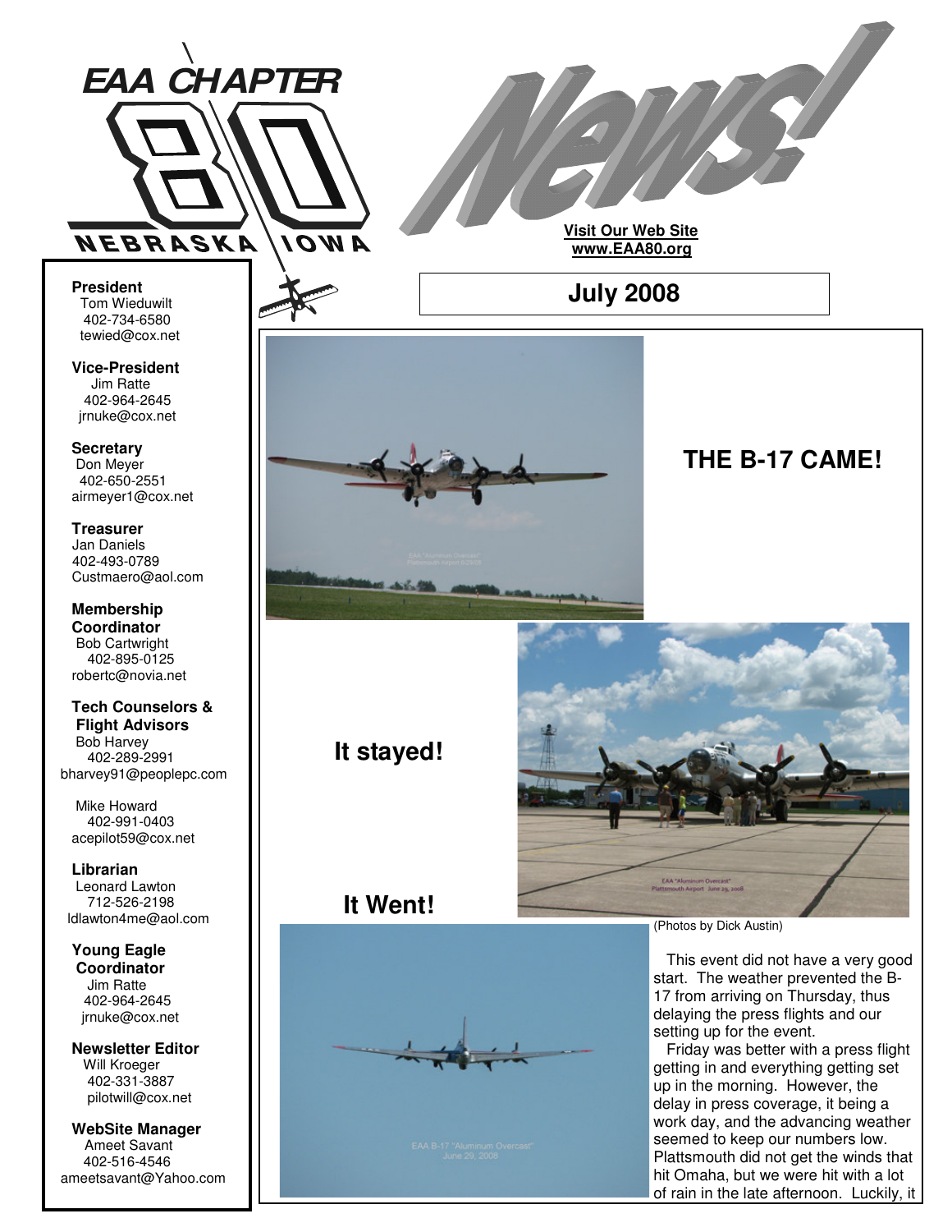# EAA CHAPTER 80 NEBRASKA IOWA

# News!

**Visit Our Web Site**
**www.EAA80.org**

## July 2008

**President**
Tom Wieduwilt
402-734-6580
tewied@cox.net

**Vice-President**
Jim Ratte
402-964-2645
jrnuke@cox.net

**Secretary**
Don Meyer
402-650-2551
airmeyer1@cox.net

**Treasurer**
Jan Daniels
402-493-0789
Custmaero@aol.com

**Membership Coordinator**
Bob Cartwright
402-895-0125
robertc@novia.net

**Tech Counselors & Flight Advisors**
Bob Harvey
402-289-2991
bharvey91@peoplepc.com

Mike Howard
402-991-0403
acepilot59@cox.net

**Librarian**
Leonard Lawton
712-526-2198
ldlawton4me@aol.com

**Young Eagle Coordinator**
Jim Ratte
402-964-2645
jrnuke@cox.net

**Newsletter Editor**
Will Kroeger
402-331-3887
pilotwill@cox.net

**WebSite Manager**
Ameet Savant
402-516-4546
ameetsavant@Yahoo.com

## THE B-17 CAME!

EAA "Aluminum Overcast" Plattsmouth Airport 6/29/08

## It stayed!

EAA "Aluminum Overcast" Plattsmouth Airport June 29, 2008

## It Went!

EAA B-17 "Aluminum Overcast" June 29, 2008

(Photos by Dick Austin)

This event did not have a very good start. The weather prevented the B-17 from arriving on Thursday, thus delaying the press flights and our setting up for the event.

Friday was better with a press flight getting in and everything getting set up in the morning. However, the delay in press coverage, it being a work day, and the advancing weather seemed to keep our numbers low. Plattsmouth did not get the winds that hit Omaha, but we were hit with a lot of rain in the late afternoon. Luckily, it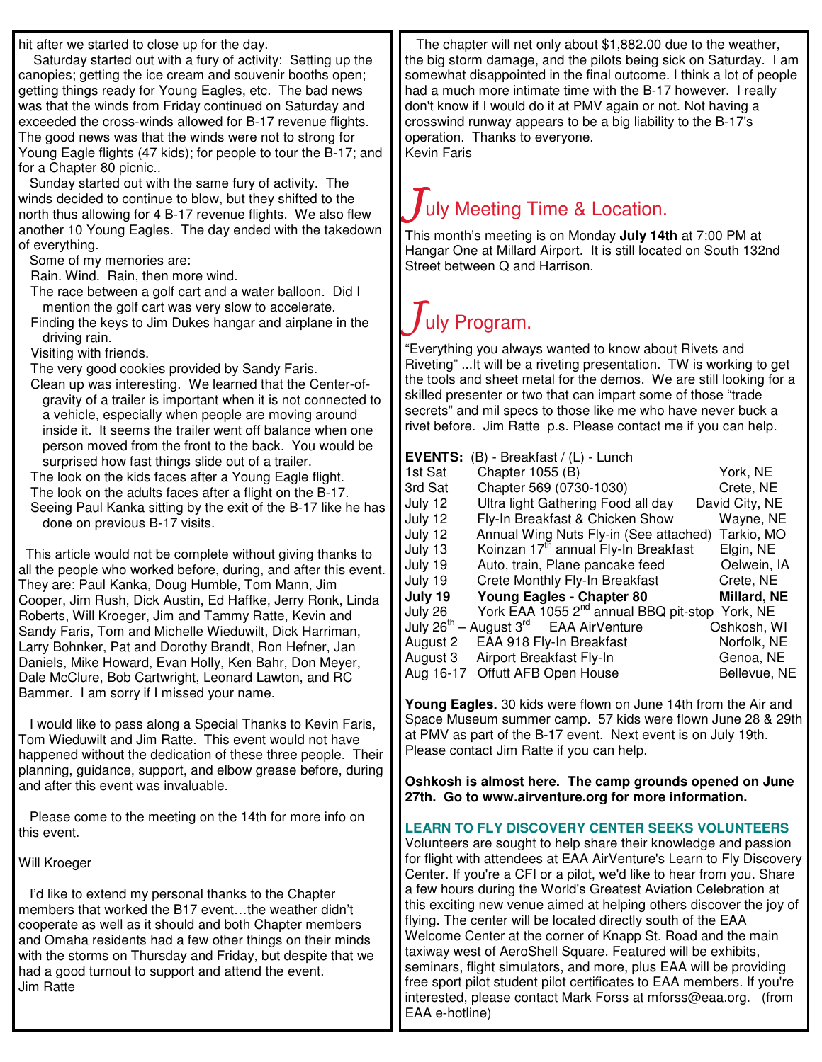hit after we started to close up for the day.

Saturday started out with a fury of activity: Setting up the canopies; getting the ice cream and souvenir booths open; getting things ready for Young Eagles, etc. The bad news was that the winds from Friday continued on Saturday and exceeded the cross-winds allowed for B-17 revenue flights. The good news was that the winds were not to strong for Young Eagle flights (47 kids); for people to tour the B-17; and for a Chapter 80 picnic..

Sunday started out with the same fury of activity. The winds decided to continue to blow, but they shifted to the north thus allowing for 4 B-17 revenue flights. We also flew another 10 Young Eagles. The day ended with the takedown of everything.

Some of my memories are:

- Rain. Wind. Rain, then more wind.
- The race between a golf cart and a water balloon. Did I mention the golf cart was very slow to accelerate.
- Finding the keys to Jim Dukes hangar and airplane in the driving rain.
- Visiting with friends.
- The very good cookies provided by Sandy Faris.
- Clean up was interesting. We learned that the Center-of-gravity of a trailer is important when it is not connected to a vehicle, especially when people are moving around inside it. It seems the trailer went off balance when one person moved from the front to the back. You would be surprised how fast things slide out of a trailer.
- The look on the kids faces after a Young Eagle flight.
- The look on the adults faces after a flight on the B-17.
- Seeing Paul Kanka sitting by the exit of the B-17 like he has done on previous B-17 visits.

This article would not be complete without giving thanks to all the people who worked before, during, and after this event. They are: Paul Kanka, Doug Humble, Tom Mann, Jim Cooper, Jim Rush, Dick Austin, Ed Haffke, Jerry Ronk, Linda Roberts, Will Kroeger, Jim and Tammy Ratte, Kevin and Sandy Faris, Tom and Michelle Wieduwilt, Dick Harriman, Larry Bohnker, Pat and Dorothy Brandt, Ron Hefner, Jan Daniels, Mike Howard, Evan Holly, Ken Bahr, Don Meyer, Dale McClure, Bob Cartwright, Leonard Lawton, and RC Bammer. I am sorry if I missed your name.

I would like to pass along a Special Thanks to Kevin Faris, Tom Wieduwilt and Jim Ratte. This event would not have happened without the dedication of these three people. Their planning, guidance, support, and elbow grease before, during and after this event was invaluable.

Please come to the meeting on the 14th for more info on this event.

Will Kroeger

I'd like to extend my personal thanks to the Chapter members that worked the B17 event…the weather didn't cooperate as well as it should and both Chapter members and Omaha residents had a few other things on their minds with the storms on Thursday and Friday, but despite that we had a good turnout to support and attend the event.
Jim Ratte

The chapter will net only about $1,882.00 due to the weather, the big storm damage, and the pilots being sick on Saturday. I am somewhat disappointed in the final outcome. I think a lot of people had a much more intimate time with the B-17 however. I really don't know if I would do it at PMV again or not. Not having a crosswind runway appears to be a big liability to the B-17's operation. Thanks to everyone.
Kevin Faris

## July Meeting Time & Location.

This month's meeting is on Monday **July 14th** at 7:00 PM at Hangar One at Millard Airport. It is still located on South 132nd Street between Q and Harrison.

## July Program.

"Everything you always wanted to know about Rivets and Riveting" ...It will be a riveting presentation. TW is working to get the tools and sheet metal for the demos. We are still looking for a skilled presenter or two that can impart some of those "trade secrets" and mil specs to those like me who have never buck a rivet before. Jim Ratte p.s. Please contact me if you can help.

**EVENTS:** (B) - Breakfast / (L) - Lunch

| | | |
|---|---|---|
| 1st Sat | Chapter 1055 (B) | York, NE |
| 3rd Sat | Chapter 569 (0730-1030) | Crete, NE |
| July 12 | Ultra light Gathering Food all day | David City, NE |
| July 12 | Fly-In Breakfast & Chicken Show | Wayne, NE |
| July 12 | Annual Wing Nuts Fly-in (See attached) | Tarkio, MO |
| July 13 | Koinzan 17th annual Fly-In Breakfast | Elgin, NE |
| July 19 | Auto, train, Plane pancake feed | Oelwein, IA |
| July 19 | Crete Monthly Fly-In Breakfast | Crete, NE |
| **July 19** | **Young Eagles - Chapter 80** | **Millard, NE** |
| July 26 | York EAA 1055 2nd annual BBQ pit-stop | York, NE |
| July 26th – August 3rd | EAA AirVenture | Oshkosh, WI |
| August 2 | EAA 918 Fly-In Breakfast | Norfolk, NE |
| August 3 | Airport Breakfast Fly-In | Genoa, NE |
| Aug 16-17 | Offutt AFB Open House | Bellevue, NE |

**Young Eagles.** 30 kids were flown on June 14th from the Air and Space Museum summer camp. 57 kids were flown June 28 & 29th at PMV as part of the B-17 event. Next event is on July 19th. Please contact Jim Ratte if you can help.

**Oshkosh is almost here. The camp grounds opened on June 27th. Go to www.airventure.org for more information.**

**LEARN TO FLY DISCOVERY CENTER SEEKS VOLUNTEERS**

Volunteers are sought to help share their knowledge and passion for flight with attendees at EAA AirVenture's Learn to Fly Discovery Center. If you're a CFI or a pilot, we'd like to hear from you. Share a few hours during the World's Greatest Aviation Celebration at this exciting new venue aimed at helping others discover the joy of flying. The center will be located directly south of the EAA Welcome Center at the corner of Knapp St. Road and the main taxiway west of AeroShell Square. Featured will be exhibits, seminars, flight simulators, and more, plus EAA will be providing free sport pilot student pilot certificates to EAA members. If you're interested, please contact Mark Forss at mforss@eaa.org. (from EAA e-hotline)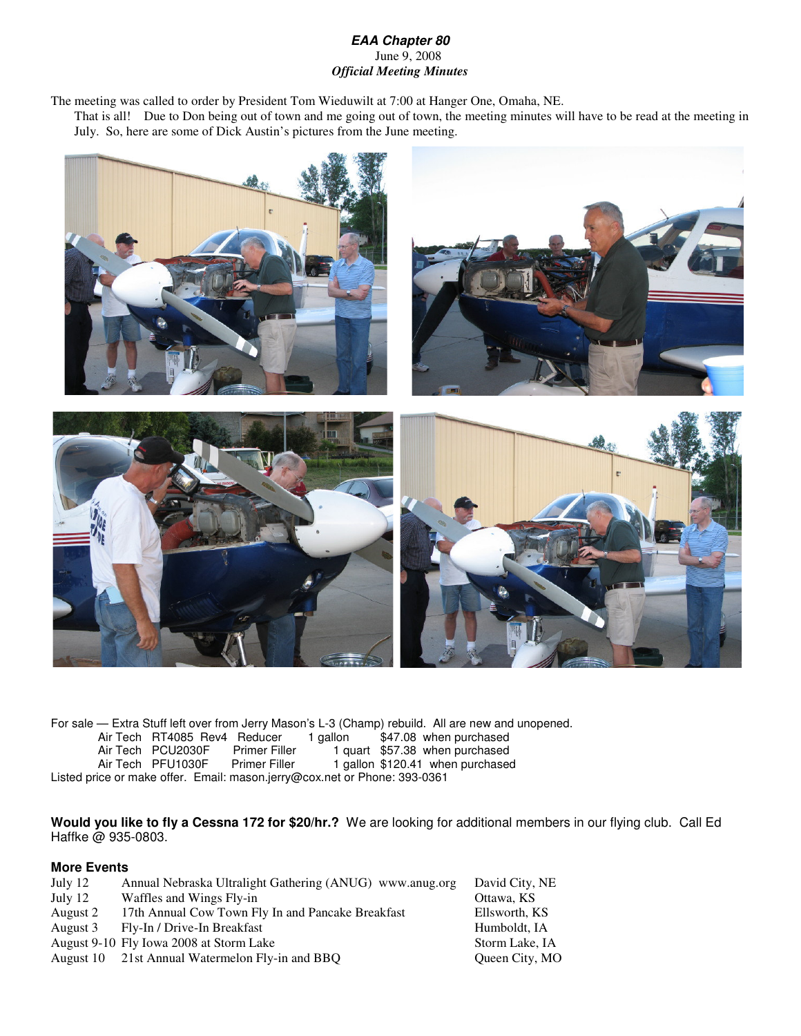**_EAA Chapter 80_**
June 9, 2008
***Official Meeting Minutes***

The meeting was called to order by President Tom Wieduwilt at 7:00 at Hanger One, Omaha, NE.

That is all! Due to Don being out of town and me going out of town, the meeting minutes will have to be read at the meeting in July. So, here are some of Dick Austin's pictures from the June meeting.

For sale — Extra Stuff left over from Jerry Mason's L-3 (Champ) rebuild. All are new and unopened.

| | | | | |
|---|---|---|---|---|
| Air Tech | RT4085 Rev4 | Reducer | 1 gallon | $47.08 when purchased |
| Air Tech | PCU2030F | Primer Filler | 1 quart | $57.38 when purchased |
| Air Tech | PFU1030F | Primer Filler | 1 gallon | $120.41 when purchased |

Listed price or make offer. Email: mason.jerry@cox.net or Phone: 393-0361

**Would you like to fly a Cessna 172 for $20/hr.?** We are looking for additional members in our flying club. Call Ed Haffke @ 935-0803.

### More Events

| | | |
|---|---|---|
| July 12 | Annual Nebraska Ultralight Gathering (ANUG) www.anug.org | David City, NE |
| July 12 | Waffles and Wings Fly-in | Ottawa, KS |
| August 2 | 17th Annual Cow Town Fly In and Pancake Breakfast | Ellsworth, KS |
| August 3 | Fly-In / Drive-In Breakfast | Humboldt, IA |
| August 9-10 | Fly Iowa 2008 at Storm Lake | Storm Lake, IA |
| August 10 | 21st Annual Watermelon Fly-in and BBQ | Queen City, MO |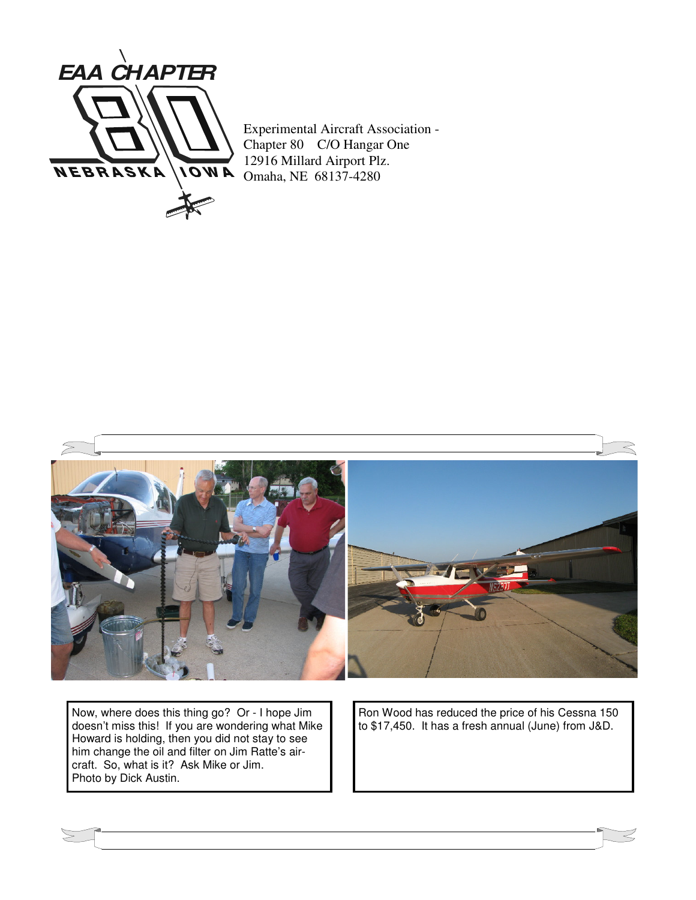Experimental Aircraft Association -
Chapter 80 C/O Hangar One
12916 Millard Airport Plz.
Omaha, NE 68137-4280

Now, where does this thing go? Or - I hope Jim doesn't miss this! If you are wondering what Mike Howard is holding, then you did not stay to see him change the oil and filter on Jim Ratte's aircraft. So, what is it? Ask Mike or Jim.
Photo by Dick Austin.

Ron Wood has reduced the price of his Cessna 150 to $17,450. It has a fresh annual (June) from J&D.